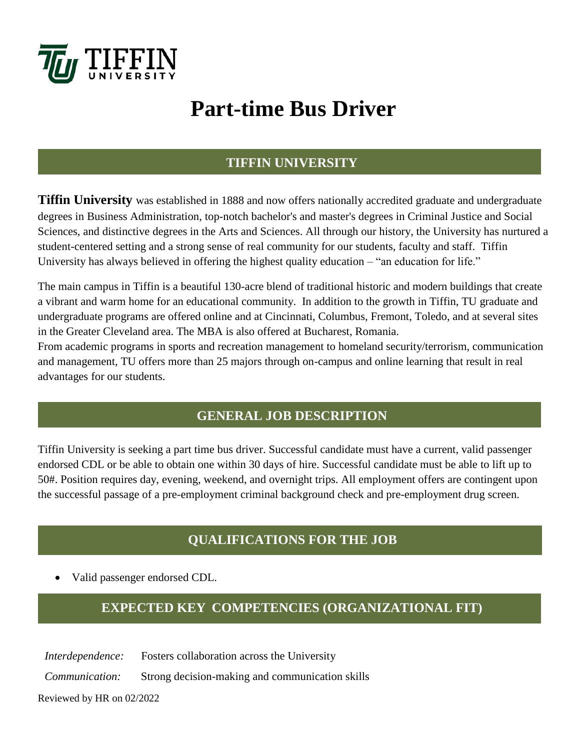TIFFIN UNIVERSITY

# Part-time Bus Driver

## TIFFIN UNIVERSITY

**Tiffin University** was established in 1888 and now offers nationally accredited graduate and undergraduate degrees in Business Administration, top-notch bachelor's and master's degrees in Criminal Justice and Social Sciences, and distinctive degrees in the Arts and Sciences. All through our history, the University has nurtured a student-centered setting and a strong sense of real community for our students, faculty and staff. Tiffin University has always believed in offering the highest quality education – "an education for life."

The main campus in Tiffin is a beautiful 130-acre blend of traditional historic and modern buildings that create a vibrant and warm home for an educational community. In addition to the growth in Tiffin, TU graduate and undergraduate programs are offered online and at Cincinnati, Columbus, Fremont, Toledo, and at several sites in the Greater Cleveland area. The MBA is also offered at Bucharest, Romania.

From academic programs in sports and recreation management to homeland security/terrorism, communication and management, TU offers more than 25 majors through on-campus and online learning that result in real advantages for our students.

## GENERAL JOB DESCRIPTION

Tiffin University is seeking a part time bus driver. Successful candidate must have a current, valid passenger endorsed CDL or be able to obtain one within 30 days of hire. Successful candidate must be able to lift up to 50#. Position requires day, evening, weekend, and overnight trips. All employment offers are contingent upon the successful passage of a pre-employment criminal background check and pre-employment drug screen.

## QUALIFICATIONS FOR THE JOB

- Valid passenger endorsed CDL.

## EXPECTED KEY COMPETENCIES (ORGANIZATIONAL FIT)

*Interdependence:* Fosters collaboration across the University

*Communication:* Strong decision-making and communication skills

Reviewed by HR on 02/2022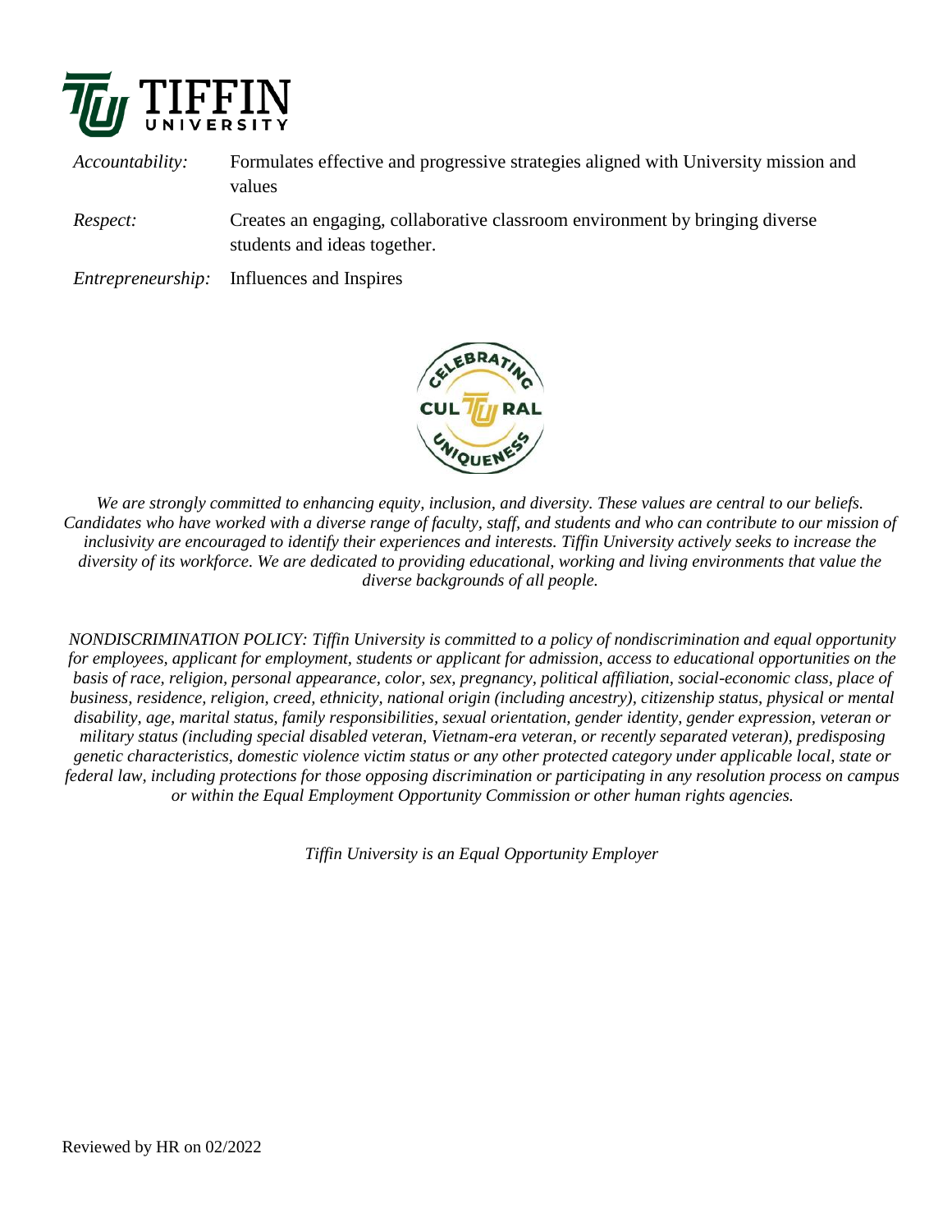*Accountability:* Formulates effective and progressive strategies aligned with University mission and values

*Respect:* Creates an engaging, collaborative classroom environment by bringing diverse students and ideas together.

*Entrepreneurship:* Influences and Inspires

*We are strongly committed to enhancing equity, inclusion, and diversity. These values are central to our beliefs. Candidates who have worked with a diverse range of faculty, staff, and students and who can contribute to our mission of inclusivity are encouraged to identify their experiences and interests. Tiffin University actively seeks to increase the diversity of its workforce. We are dedicated to providing educational, working and living environments that value the diverse backgrounds of all people.*

*NONDISCRIMINATION POLICY: Tiffin University is committed to a policy of nondiscrimination and equal opportunity for employees, applicant for employment, students or applicant for admission, access to educational opportunities on the basis of race, religion, personal appearance, color, sex, pregnancy, political affiliation, social-economic class, place of business, residence, religion, creed, ethnicity, national origin (including ancestry), citizenship status, physical or mental disability, age, marital status, family responsibilities, sexual orientation, gender identity, gender expression, veteran or military status (including special disabled veteran, Vietnam-era veteran, or recently separated veteran), predisposing genetic characteristics, domestic violence victim status or any other protected category under applicable local, state or federal law, including protections for those opposing discrimination or participating in any resolution process on campus or within the Equal Employment Opportunity Commission or other human rights agencies.*

*Tiffin University is an Equal Opportunity Employer*

Reviewed by HR on 02/2022